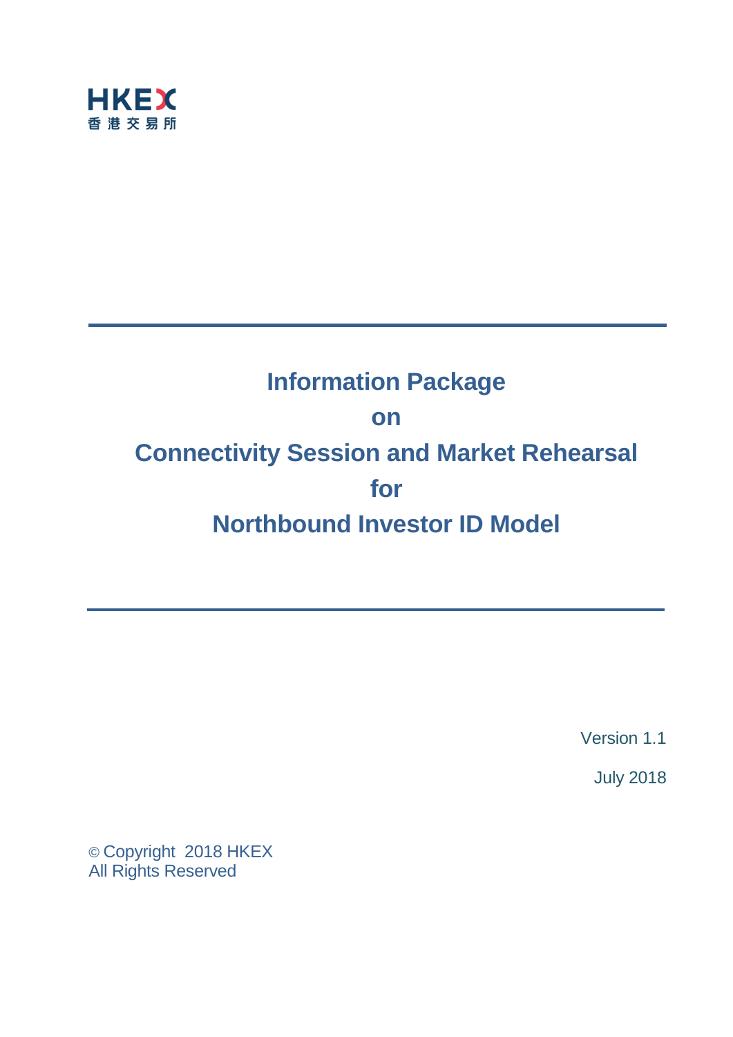HKEX
香港交易所

# Information Package on Connectivity Session and Market Rehearsal for Northbound Investor ID Model

Version 1.1

July 2018

© Copyright 2018 HKEX
All Rights Reserved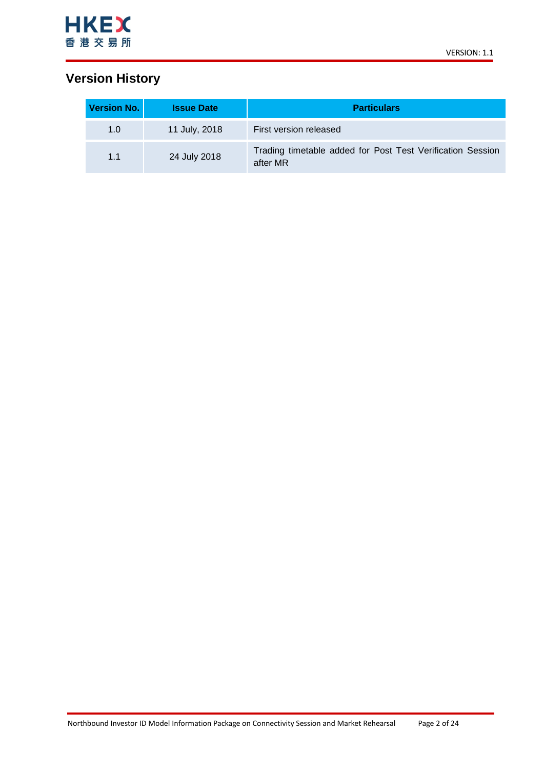# Version History

| Version No. | Issue Date | Particulars |
|---|---|---|
| 1.0 | 11 July, 2018 | First version released |
| 1.1 | 24 July 2018 | Trading timetable added for Post Test Verification Session after MR |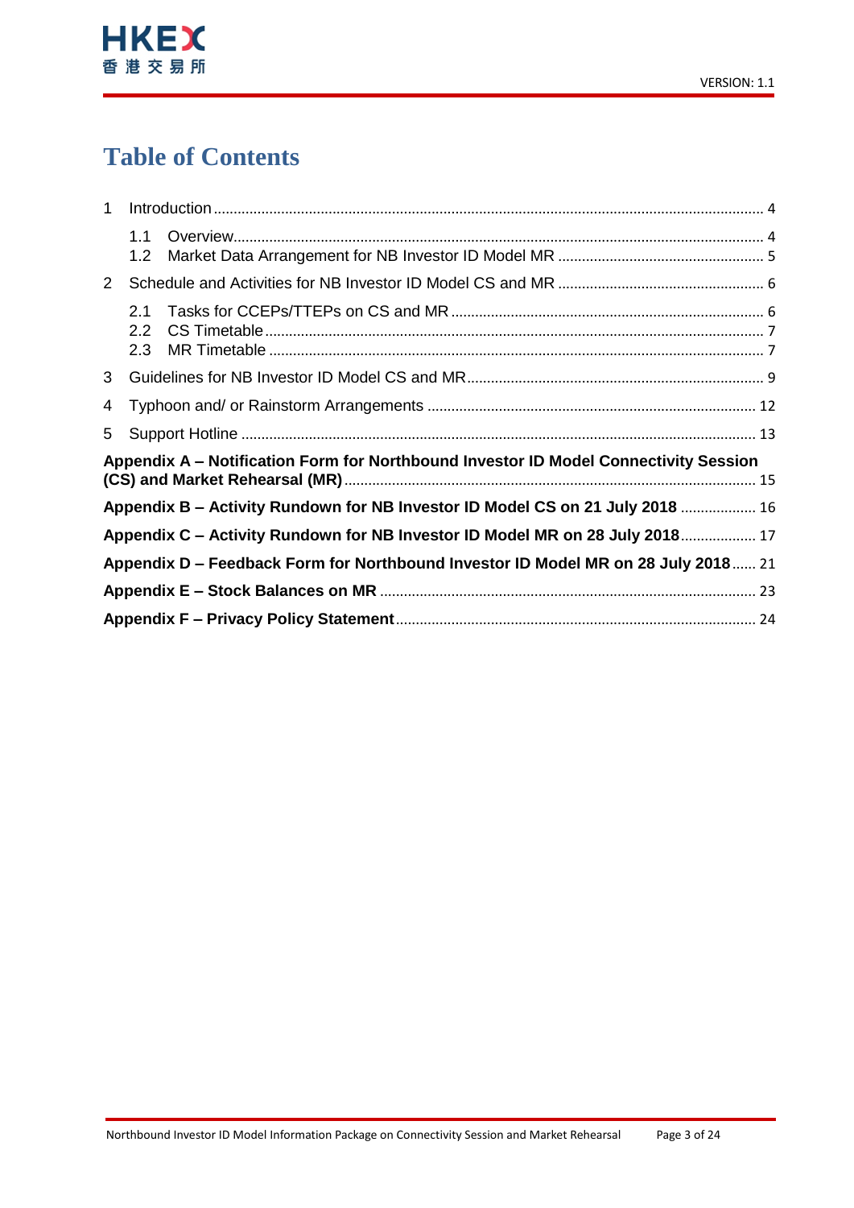# Table of Contents

1 Introduction ..... 4

- 1.1 Overview ..... 4
- 1.2 Market Data Arrangement for NB Investor ID Model MR ..... 5

2 Schedule and Activities for NB Investor ID Model CS and MR ..... 6

- 2.1 Tasks for CCEPs/TTEPs on CS and MR ..... 6
- 2.2 CS Timetable ..... 7
- 2.3 MR Timetable ..... 7

3 Guidelines for NB Investor ID Model CS and MR ..... 9

4 Typhoon and/ or Rainstorm Arrangements ..... 12

5 Support Hotline ..... 13

**Appendix A – Notification Form for Northbound Investor ID Model Connectivity Session (CS) and Market Rehearsal (MR)** ..... 15

**Appendix B – Activity Rundown for NB Investor ID Model CS on 21 July 2018** ..... 16

**Appendix C – Activity Rundown for NB Investor ID Model MR on 28 July 2018** ..... 17

**Appendix D – Feedback Form for Northbound Investor ID Model MR on 28 July 2018** ..... 21

**Appendix E – Stock Balances on MR** ..... 23

**Appendix F – Privacy Policy Statement** ..... 24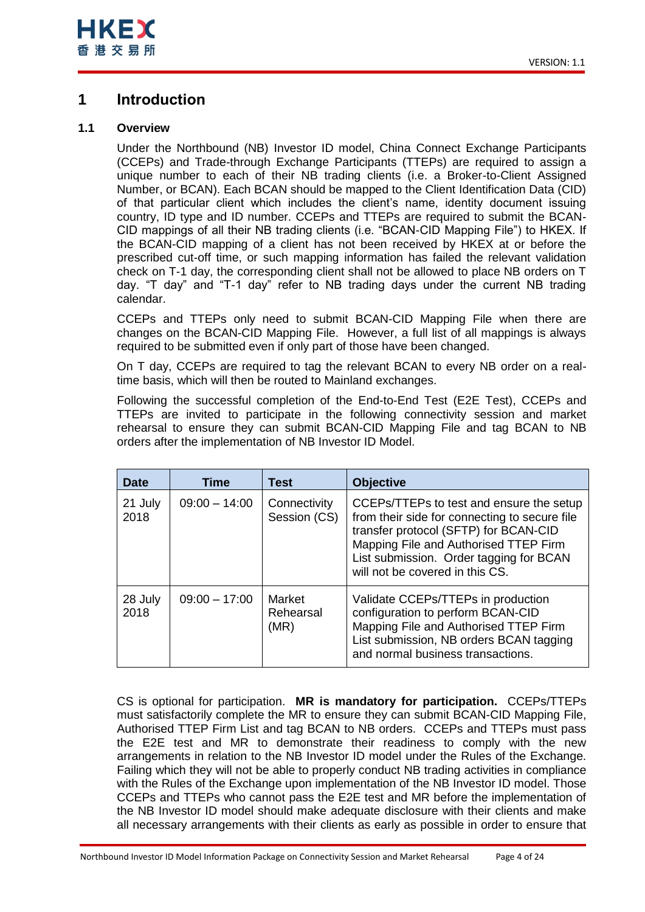# 1 Introduction

## 1.1 Overview

Under the Northbound (NB) Investor ID model, China Connect Exchange Participants (CCEPs) and Trade-through Exchange Participants (TTEPs) are required to assign a unique number to each of their NB trading clients (i.e. a Broker-to-Client Assigned Number, or BCAN). Each BCAN should be mapped to the Client Identification Data (CID) of that particular client which includes the client's name, identity document issuing country, ID type and ID number. CCEPs and TTEPs are required to submit the BCAN-CID mappings of all their NB trading clients (i.e. "BCAN-CID Mapping File") to HKEX. If the BCAN-CID mapping of a client has not been received by HKEX at or before the prescribed cut-off time, or such mapping information has failed the relevant validation check on T-1 day, the corresponding client shall not be allowed to place NB orders on T day. "T day" and "T-1 day" refer to NB trading days under the current NB trading calendar.

CCEPs and TTEPs only need to submit BCAN-CID Mapping File when there are changes on the BCAN-CID Mapping File. However, a full list of all mappings is always required to be submitted even if only part of those have been changed.

On T day, CCEPs are required to tag the relevant BCAN to every NB order on a real-time basis, which will then be routed to Mainland exchanges.

Following the successful completion of the End-to-End Test (E2E Test), CCEPs and TTEPs are invited to participate in the following connectivity session and market rehearsal to ensure they can submit BCAN-CID Mapping File and tag BCAN to NB orders after the implementation of NB Investor ID Model.

| Date | Time | Test | Objective |
|---|---|---|---|
| 21 July 2018 | 09:00 – 14:00 | Connectivity Session (CS) | CCEPs/TTEPs to test and ensure the setup from their side for connecting to secure file transfer protocol (SFTP) for BCAN-CID Mapping File and Authorised TTEP Firm List submission. Order tagging for BCAN will not be covered in this CS. |
| 28 July 2018 | 09:00 – 17:00 | Market Rehearsal (MR) | Validate CCEPs/TTEPs in production configuration to perform BCAN-CID Mapping File and Authorised TTEP Firm List submission, NB orders BCAN tagging and normal business transactions. |

CS is optional for participation. **MR is mandatory for participation.** CCEPs/TTEPs must satisfactorily complete the MR to ensure they can submit BCAN-CID Mapping File, Authorised TTEP Firm List and tag BCAN to NB orders. CCEPs and TTEPs must pass the E2E test and MR to demonstrate their readiness to comply with the new arrangements in relation to the NB Investor ID model under the Rules of the Exchange. Failing which they will not be able to properly conduct NB trading activities in compliance with the Rules of the Exchange upon implementation of the NB Investor ID model. Those CCEPs and TTEPs who cannot pass the E2E test and MR before the implementation of the NB Investor ID model should make adequate disclosure with their clients and make all necessary arrangements with their clients as early as possible in order to ensure that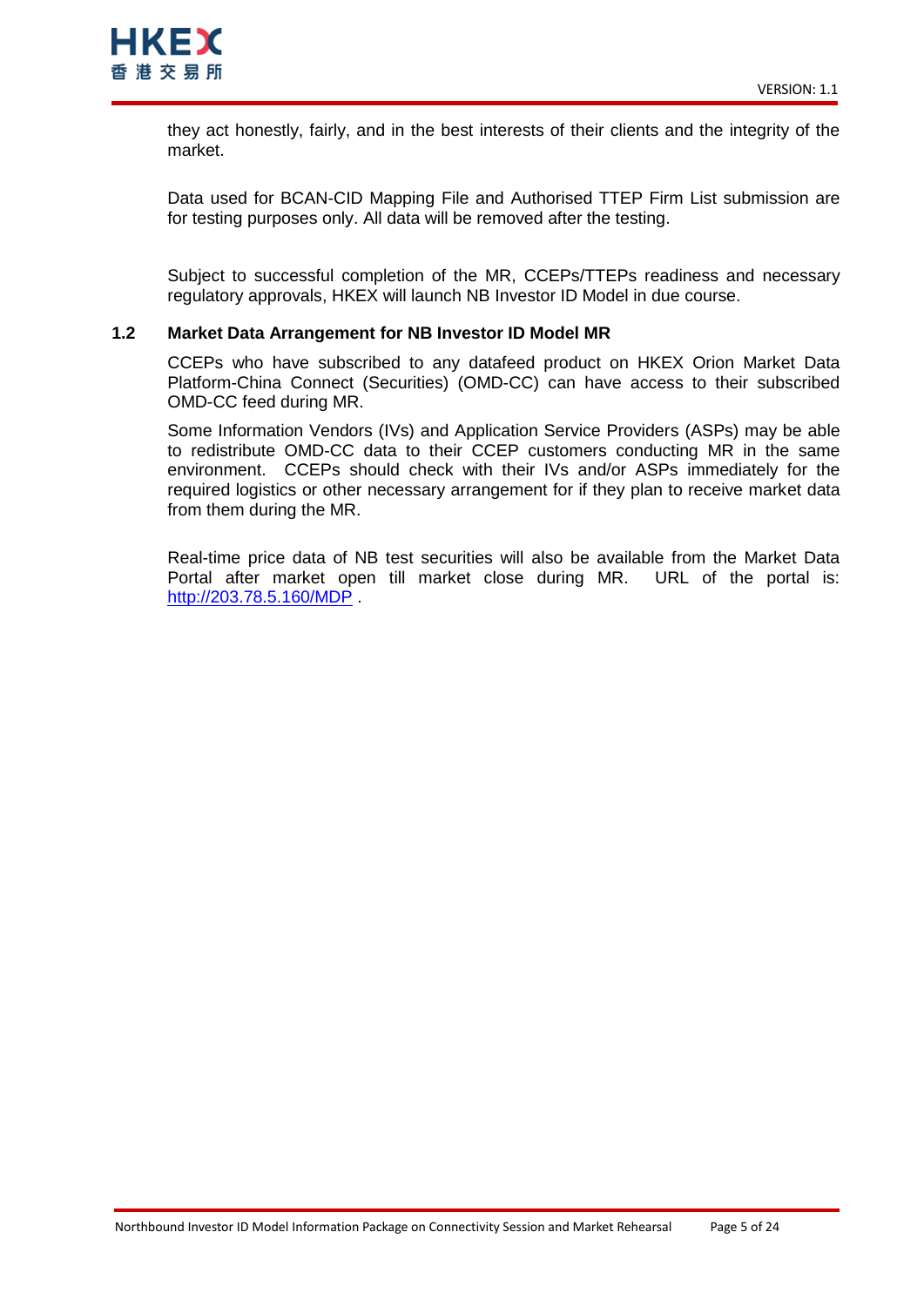they act honestly, fairly, and in the best interests of their clients and the integrity of the market.

Data used for BCAN-CID Mapping File and Authorised TTEP Firm List submission are for testing purposes only. All data will be removed after the testing.

Subject to successful completion of the MR, CCEPs/TTEPs readiness and necessary regulatory approvals, HKEX will launch NB Investor ID Model in due course.

### 1.2 Market Data Arrangement for NB Investor ID Model MR

CCEPs who have subscribed to any datafeed product on HKEX Orion Market Data Platform-China Connect (Securities) (OMD-CC) can have access to their subscribed OMD-CC feed during MR.

Some Information Vendors (IVs) and Application Service Providers (ASPs) may be able to redistribute OMD-CC data to their CCEP customers conducting MR in the same environment. CCEPs should check with their IVs and/or ASPs immediately for the required logistics or other necessary arrangement for if they plan to receive market data from them during the MR.

Real-time price data of NB test securities will also be available from the Market Data Portal after market open till market close during MR. URL of the portal is: [http://203.78.5.160/MDP](http://203.78.5.160/MDP) .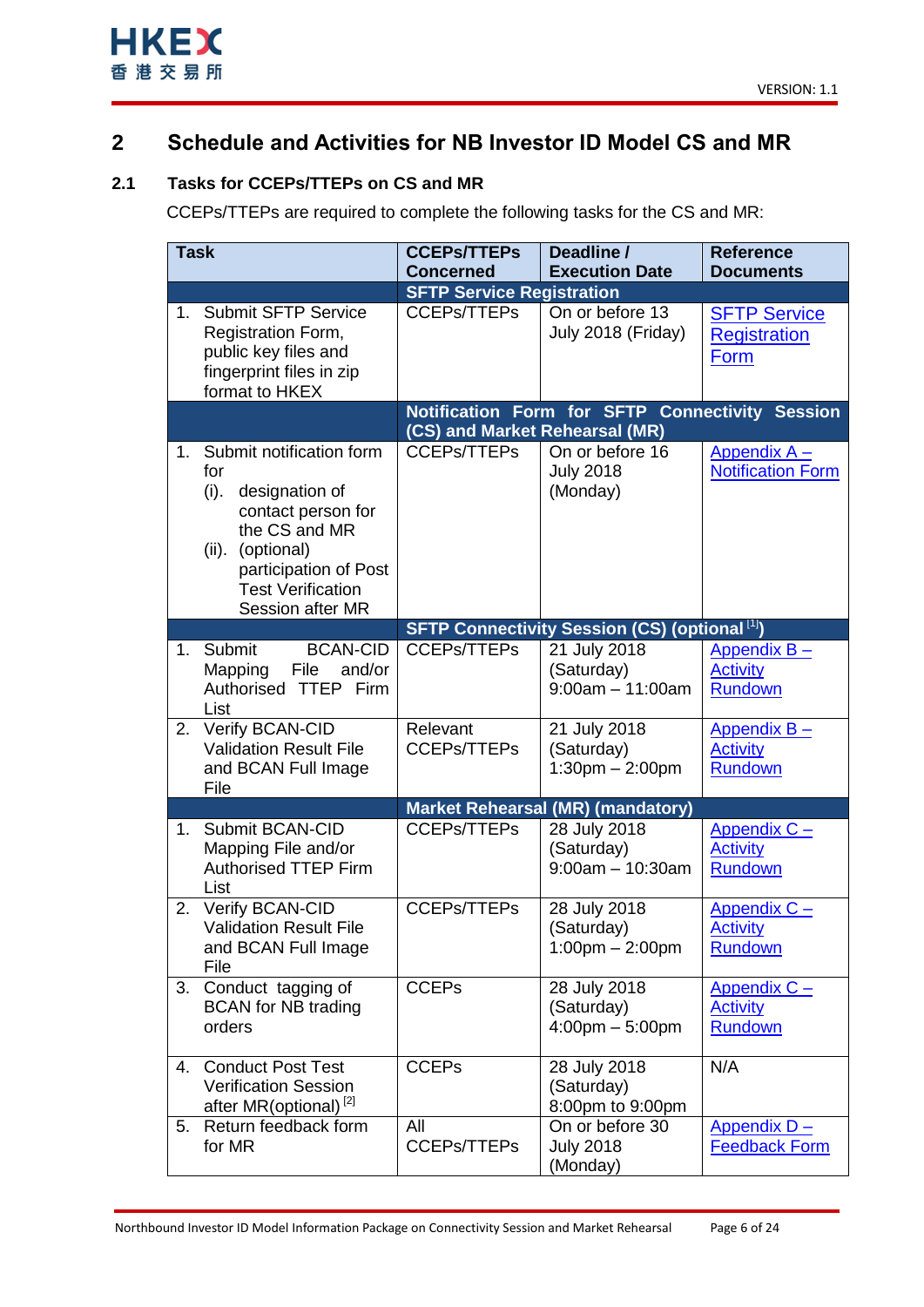## 2 Schedule and Activities for NB Investor ID Model CS and MR

### 2.1 Tasks for CCEPs/TTEPs on CS and MR

CCEPs/TTEPs are required to complete the following tasks for the CS and MR:

| Task | CCEPs/TTEPs Concerned | Deadline / Execution Date | Reference Documents |
|---|---|---|---|
| | **SFTP Service Registration** | | |
| 1. Submit SFTP Service Registration Form, public key files and fingerprint files in zip format to HKEX | CCEPs/TTEPs | On or before 13 July 2018 (Friday) | SFTP Service Registration Form |
| | **Notification Form for SFTP Connectivity Session (CS) and Market Rehearsal (MR)** | | |
| 1. Submit notification form for (i). designation of contact person for the CS and MR (ii). (optional) participation of Post Test Verification Session after MR | CCEPs/TTEPs | On or before 16 July 2018 (Monday) | Appendix A – Notification Form |
| | **SFTP Connectivity Session (CS) (optional [1])** | | |
| 1. Submit BCAN-CID Mapping File and/or Authorised TTEP Firm List | CCEPs/TTEPs | 21 July 2018 (Saturday) 9:00am – 11:00am | Appendix B – Activity Rundown |
| 2. Verify BCAN-CID Validation Result File and BCAN Full Image File | Relevant CCEPs/TTEPs | 21 July 2018 (Saturday) 1:30pm – 2:00pm | Appendix B – Activity Rundown |
| | **Market Rehearsal (MR) (mandatory)** | | |
| 1. Submit BCAN-CID Mapping File and/or Authorised TTEP Firm List | CCEPs/TTEPs | 28 July 2018 (Saturday) 9:00am – 10:30am | Appendix C – Activity Rundown |
| 2. Verify BCAN-CID Validation Result File and BCAN Full Image File | CCEPs/TTEPs | 28 July 2018 (Saturday) 1:00pm – 2:00pm | Appendix C – Activity Rundown |
| 3. Conduct tagging of BCAN for NB trading orders | CCEPs | 28 July 2018 (Saturday) 4:00pm – 5:00pm | Appendix C – Activity Rundown |
| 4. Conduct Post Test Verification Session after MR(optional) [2] | CCEPs | 28 July 2018 (Saturday) 8:00pm to 9:00pm | N/A |
| 5. Return feedback form for MR | All CCEPs/TTEPs | On or before 30 July 2018 (Monday) | Appendix D – Feedback Form |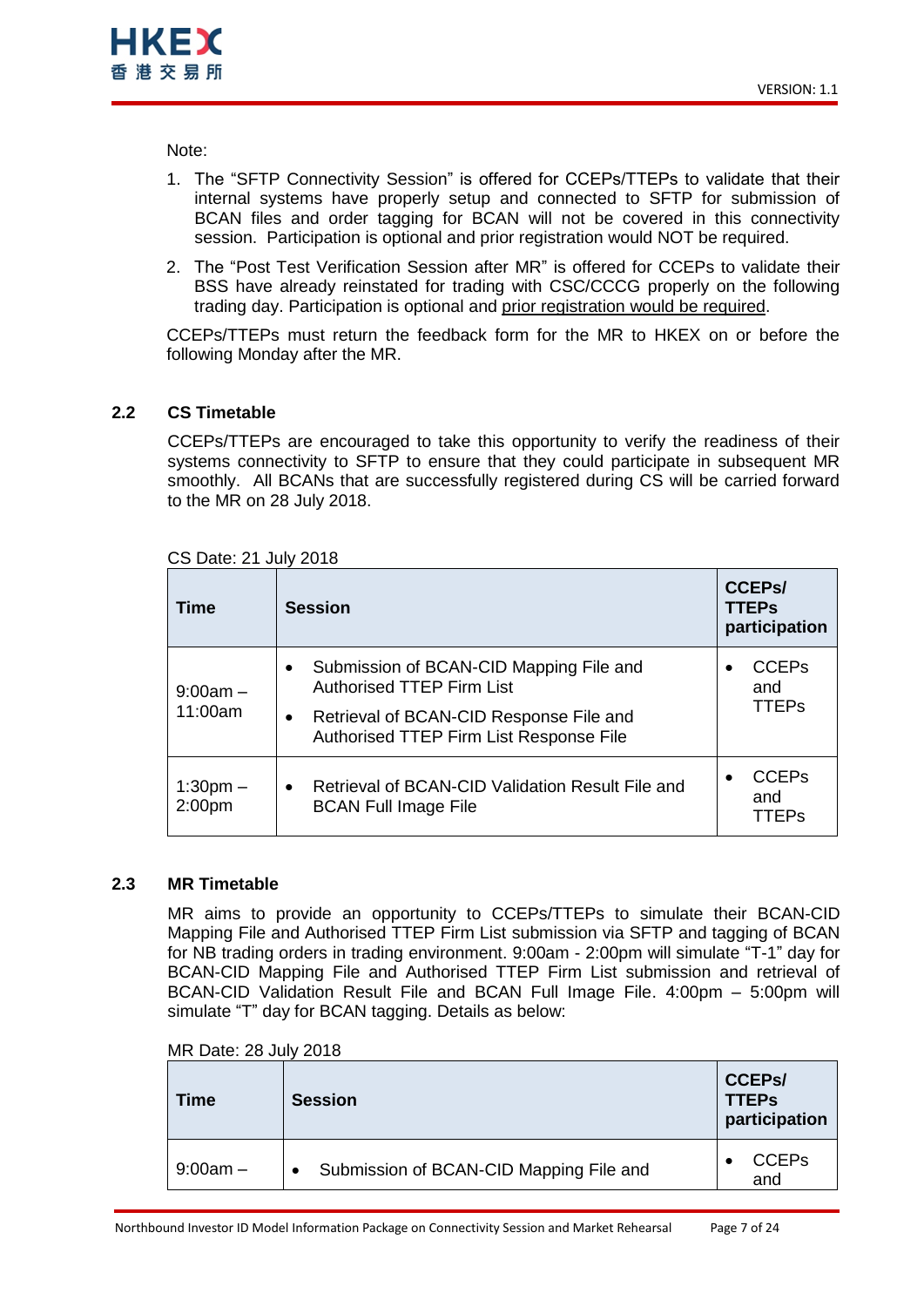Note:

1. The "SFTP Connectivity Session" is offered for CCEPs/TTEPs to validate that their internal systems have properly setup and connected to SFTP for submission of BCAN files and order tagging for BCAN will not be covered in this connectivity session. Participation is optional and prior registration would NOT be required.
2. The "Post Test Verification Session after MR" is offered for CCEPs to validate their BSS have already reinstated for trading with CSC/CCCG properly on the following trading day. Participation is optional and prior registration would be required.

CCEPs/TTEPs must return the feedback form for the MR to HKEX on or before the following Monday after the MR.

## 2.2 CS Timetable

CCEPs/TTEPs are encouraged to take this opportunity to verify the readiness of their systems connectivity to SFTP to ensure that they could participate in subsequent MR smoothly. All BCANs that are successfully registered during CS will be carried forward to the MR on 28 July 2018.

CS Date: 21 July 2018

| Time | Session | CCEPs/ TTEPs participation |
|---|---|---|
| 9:00am – 11:00am | • Submission of BCAN-CID Mapping File and Authorised TTEP Firm List<br>• Retrieval of BCAN-CID Response File and Authorised TTEP Firm List Response File | • CCEPs and TTEPs |
| 1:30pm – 2:00pm | • Retrieval of BCAN-CID Validation Result File and BCAN Full Image File | • CCEPs and TTEPs |

## 2.3 MR Timetable

MR aims to provide an opportunity to CCEPs/TTEPs to simulate their BCAN-CID Mapping File and Authorised TTEP Firm List submission via SFTP and tagging of BCAN for NB trading orders in trading environment. 9:00am - 2:00pm will simulate "T-1" day for BCAN-CID Mapping File and Authorised TTEP Firm List submission and retrieval of BCAN-CID Validation Result File and BCAN Full Image File. 4:00pm – 5:00pm will simulate "T" day for BCAN tagging. Details as below:

MR Date: 28 July 2018

| Time | Session | CCEPs/ TTEPs participation |
|---|---|---|
| 9:00am – | • Submission of BCAN-CID Mapping File and | • CCEPs and |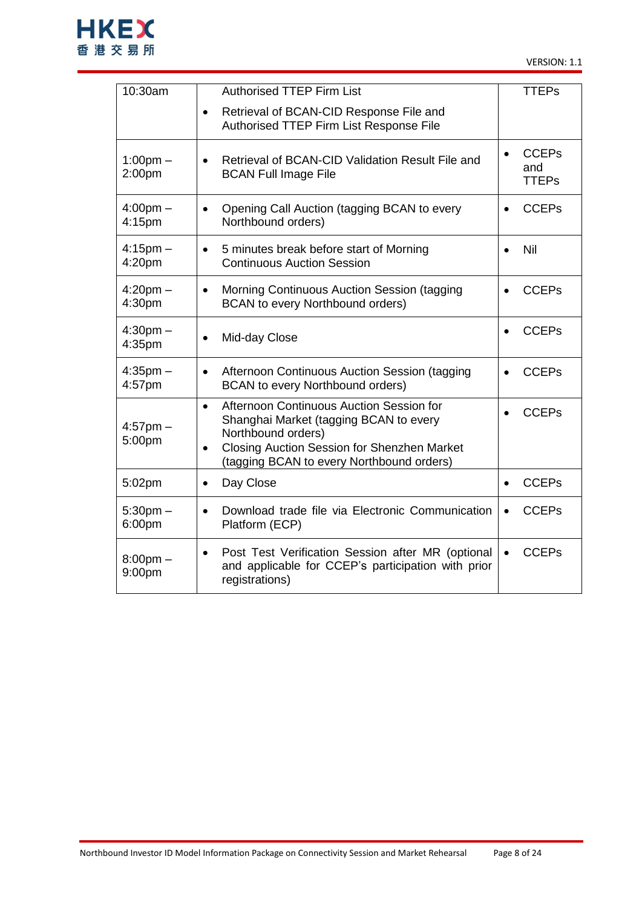| | | |
|---|---|---|
| 10:30am | Authorised TTEP Firm List<br>• Retrieval of BCAN-CID Response File and Authorised TTEP Firm List Response File | TTEPs |
| 1:00pm – 2:00pm | • Retrieval of BCAN-CID Validation Result File and BCAN Full Image File | • CCEPs and TTEPs |
| 4:00pm – 4:15pm | • Opening Call Auction (tagging BCAN to every Northbound orders) | • CCEPs |
| 4:15pm – 4:20pm | • 5 minutes break before start of Morning Continuous Auction Session | • Nil |
| 4:20pm – 4:30pm | • Morning Continuous Auction Session (tagging BCAN to every Northbound orders) | • CCEPs |
| 4:30pm – 4:35pm | • Mid-day Close | • CCEPs |
| 4:35pm – 4:57pm | • Afternoon Continuous Auction Session (tagging BCAN to every Northbound orders) | • CCEPs |
| 4:57pm – 5:00pm | • Afternoon Continuous Auction Session for Shanghai Market (tagging BCAN to every Northbound orders)<br>• Closing Auction Session for Shenzhen Market (tagging BCAN to every Northbound orders) | • CCEPs |
| 5:02pm | • Day Close | • CCEPs |
| 5:30pm – 6:00pm | • Download trade file via Electronic Communication Platform (ECP) | • CCEPs |
| 8:00pm – 9:00pm | • Post Test Verification Session after MR (optional and applicable for CCEP's participation with prior registrations) | • CCEPs |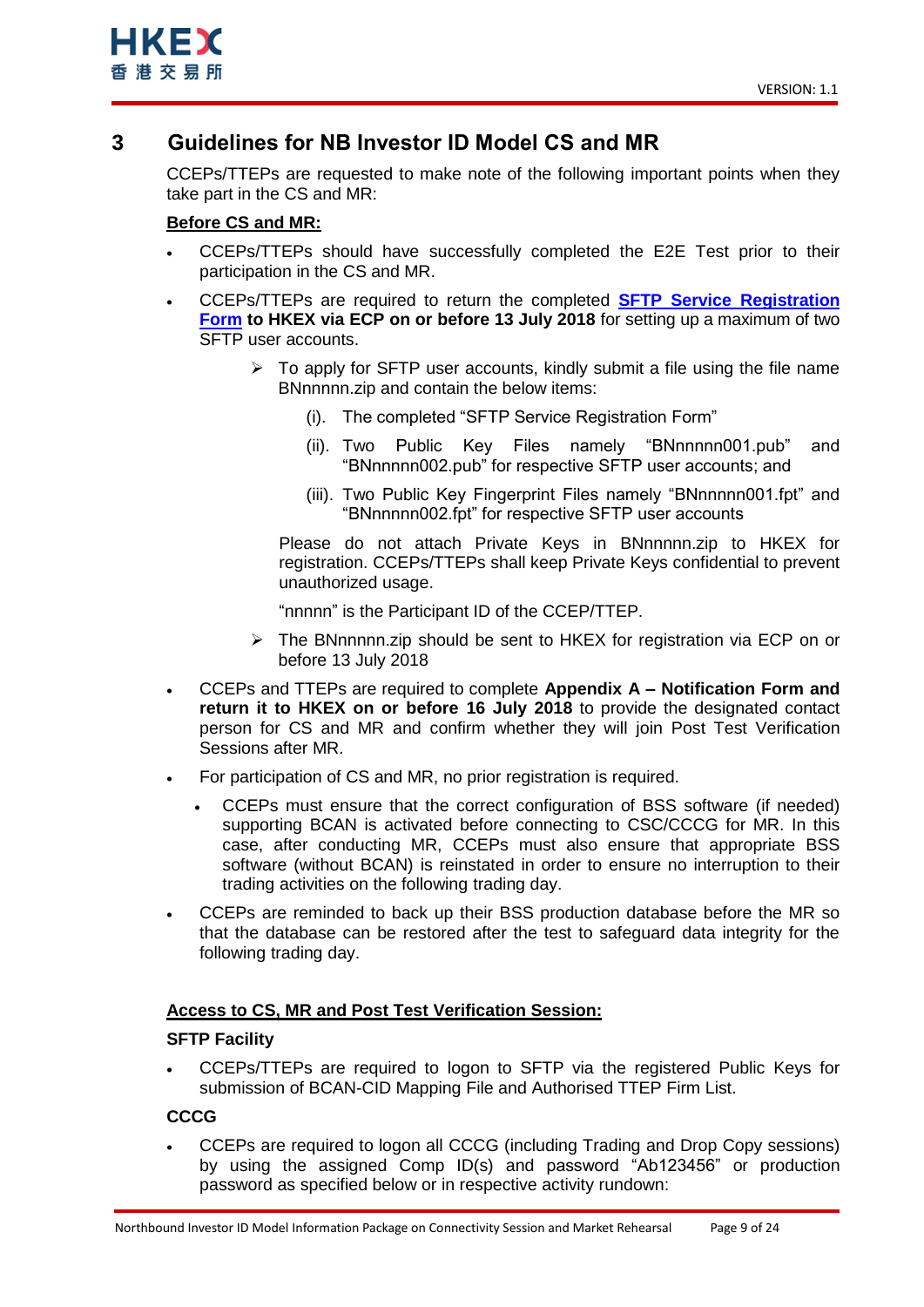# 3 Guidelines for NB Investor ID Model CS and MR

CCEPs/TTEPs are requested to make note of the following important points when they take part in the CS and MR:

**Before CS and MR:**

- CCEPs/TTEPs should have successfully completed the E2E Test prior to their participation in the CS and MR.
- CCEPs/TTEPs are required to return the completed **SFTP Service Registration Form** **to HKEX via ECP on or before 13 July 2018** for setting up a maximum of two SFTP user accounts.
  - ➢ To apply for SFTP user accounts, kindly submit a file using the file name BNnnnnn.zip and contain the below items:
    - (i). The completed "SFTP Service Registration Form"
    - (ii). Two Public Key Files namely "BNnnnnn001.pub" and "BNnnnnn002.pub" for respective SFTP user accounts; and
    - (iii). Two Public Key Fingerprint Files namely "BNnnnnn001.fpt" and "BNnnnnn002.fpt" for respective SFTP user accounts

    Please do not attach Private Keys in BNnnnnn.zip to HKEX for registration. CCEPs/TTEPs shall keep Private Keys confidential to prevent unauthorized usage.

    "nnnnn" is the Participant ID of the CCEP/TTEP.
  - ➢ The BNnnnnn.zip should be sent to HKEX for registration via ECP on or before 13 July 2018
- CCEPs and TTEPs are required to complete **Appendix A – Notification Form and return it to HKEX on or before 16 July 2018** to provide the designated contact person for CS and MR and confirm whether they will join Post Test Verification Sessions after MR.
- For participation of CS and MR, no prior registration is required.
  - CCEPs must ensure that the correct configuration of BSS software (if needed) supporting BCAN is activated before connecting to CSC/CCCG for MR. In this case, after conducting MR, CCEPs must also ensure that appropriate BSS software (without BCAN) is reinstated in order to ensure no interruption to their trading activities on the following trading day.
- CCEPs are reminded to back up their BSS production database before the MR so that the database can be restored after the test to safeguard data integrity for the following trading day.

**Access to CS, MR and Post Test Verification Session:**

**SFTP Facility**

- CCEPs/TTEPs are required to logon to SFTP via the registered Public Keys for submission of BCAN-CID Mapping File and Authorised TTEP Firm List.

**CCCG**

- CCEPs are required to logon all CCCG (including Trading and Drop Copy sessions) by using the assigned Comp ID(s) and password "Ab123456" or production password as specified below or in respective activity rundown: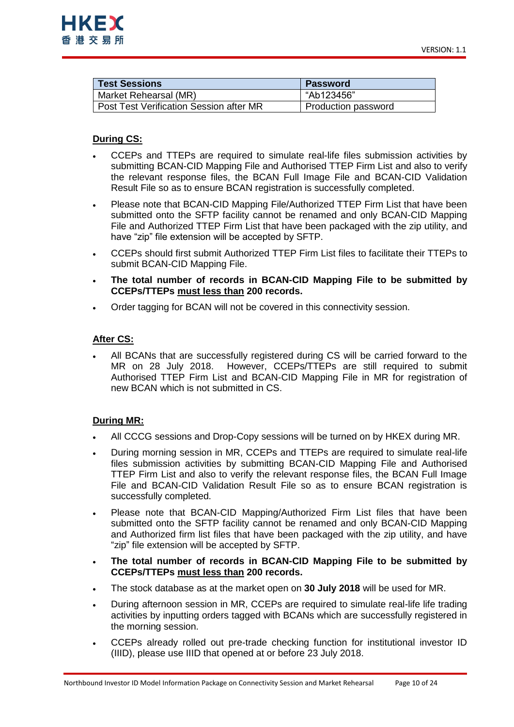| Test Sessions | Password |
|---|---|
| Market Rehearsal (MR) | “Ab123456” |
| Post Test Verification Session after MR | Production password |

**<u>During CS:</u>**

- CCEPs and TTEPs are required to simulate real-life files submission activities by submitting BCAN-CID Mapping File and Authorised TTEP Firm List and also to verify the relevant response files, the BCAN Full Image File and BCAN-CID Validation Result File so as to ensure BCAN registration is successfully completed.
- Please note that BCAN-CID Mapping File/Authorized TTEP Firm List that have been submitted onto the SFTP facility cannot be renamed and only BCAN-CID Mapping File and Authorized TTEP Firm List that have been packaged with the zip utility, and have “zip” file extension will be accepted by SFTP.
- CCEPs should first submit Authorized TTEP Firm List files to facilitate their TTEPs to submit BCAN-CID Mapping File.
- **The total number of records in BCAN-CID Mapping File to be submitted by CCEPs/TTEPs <u>must less than</u> 200 records.**
- Order tagging for BCAN will not be covered in this connectivity session.

**<u>After CS:</u>**

- All BCANs that are successfully registered during CS will be carried forward to the MR on 28 July 2018. However, CCEPs/TTEPs are still required to submit Authorised TTEP Firm List and BCAN-CID Mapping File in MR for registration of new BCAN which is not submitted in CS.

**<u>During MR:</u>**

- All CCCG sessions and Drop-Copy sessions will be turned on by HKEX during MR.
- During morning session in MR, CCEPs and TTEPs are required to simulate real-life files submission activities by submitting BCAN-CID Mapping File and Authorised TTEP Firm List and also to verify the relevant response files, the BCAN Full Image File and BCAN-CID Validation Result File so as to ensure BCAN registration is successfully completed.
- Please note that BCAN-CID Mapping/Authorized Firm List files that have been submitted onto the SFTP facility cannot be renamed and only BCAN-CID Mapping and Authorized firm list files that have been packaged with the zip utility, and have “zip” file extension will be accepted by SFTP.
- **The total number of records in BCAN-CID Mapping File to be submitted by CCEPs/TTEPs <u>must less than</u> 200 records.**
- The stock database as at the market open on **30 July 2018** will be used for MR.
- During afternoon session in MR, CCEPs are required to simulate real-life life trading activities by inputting orders tagged with BCANs which are successfully registered in the morning session.
- CCEPs already rolled out pre-trade checking function for institutional investor ID (IIID), please use IIID that opened at or before 23 July 2018.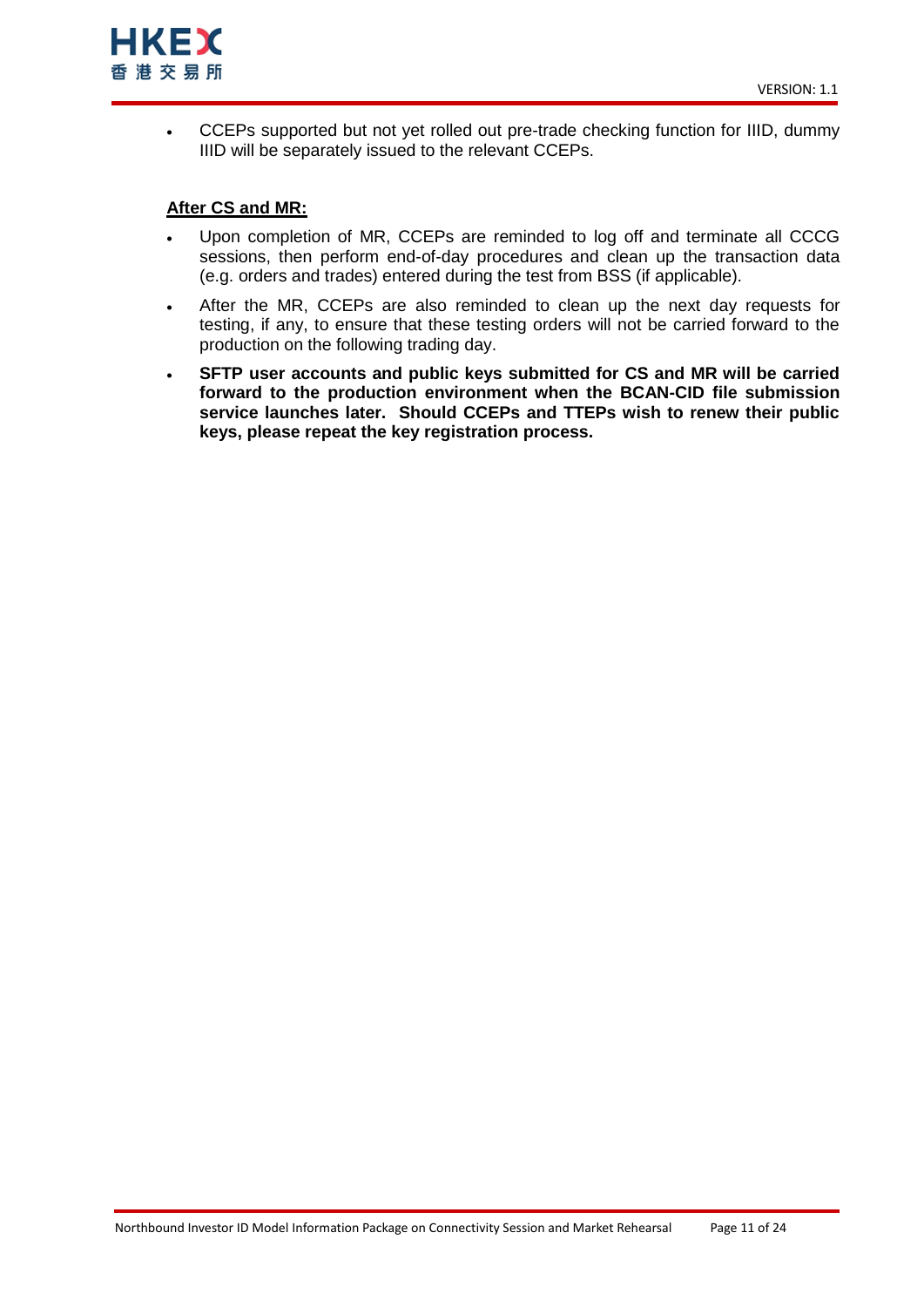- CCEPs supported but not yet rolled out pre-trade checking function for IIID, dummy IIID will be separately issued to the relevant CCEPs.

**After CS and MR:**

- Upon completion of MR, CCEPs are reminded to log off and terminate all CCCG sessions, then perform end-of-day procedures and clean up the transaction data (e.g. orders and trades) entered during the test from BSS (if applicable).
- After the MR, CCEPs are also reminded to clean up the next day requests for testing, if any, to ensure that these testing orders will not be carried forward to the production on the following trading day.
- **SFTP user accounts and public keys submitted for CS and MR will be carried forward to the production environment when the BCAN-CID file submission service launches later. Should CCEPs and TTEPs wish to renew their public keys, please repeat the key registration process.**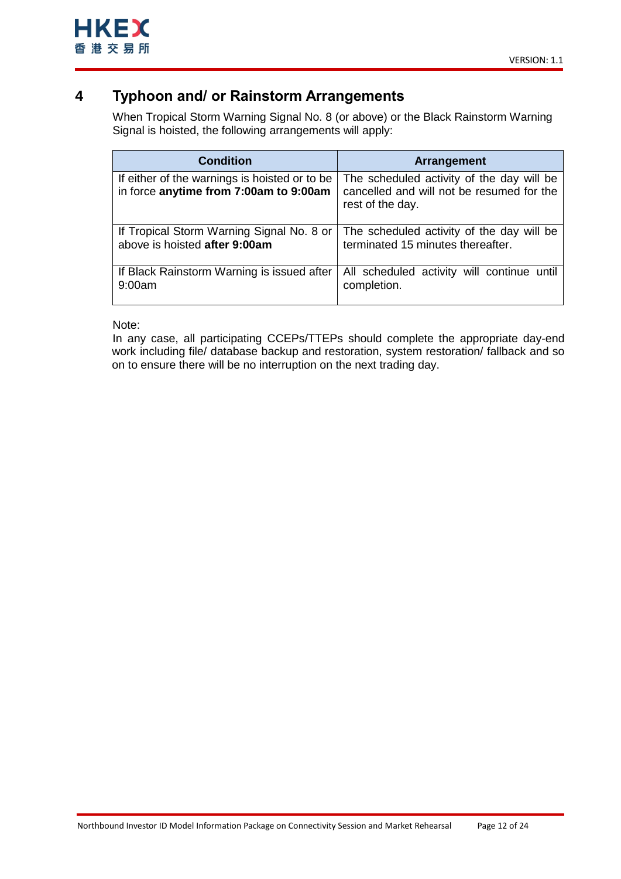# 4 Typhoon and/ or Rainstorm Arrangements

When Tropical Storm Warning Signal No. 8 (or above) or the Black Rainstorm Warning Signal is hoisted, the following arrangements will apply:

| Condition | Arrangement |
|---|---|
| If either of the warnings is hoisted or to be in force **anytime from 7:00am to 9:00am** | The scheduled activity of the day will be cancelled and will not be resumed for the rest of the day. |
| If Tropical Storm Warning Signal No. 8 or above is hoisted **after 9:00am** | The scheduled activity of the day will be terminated 15 minutes thereafter. |
| If Black Rainstorm Warning is issued after 9:00am | All scheduled activity will continue until completion. |

Note:
In any case, all participating CCEPs/TTEPs should complete the appropriate day-end work including file/ database backup and restoration, system restoration/ fallback and so on to ensure there will be no interruption on the next trading day.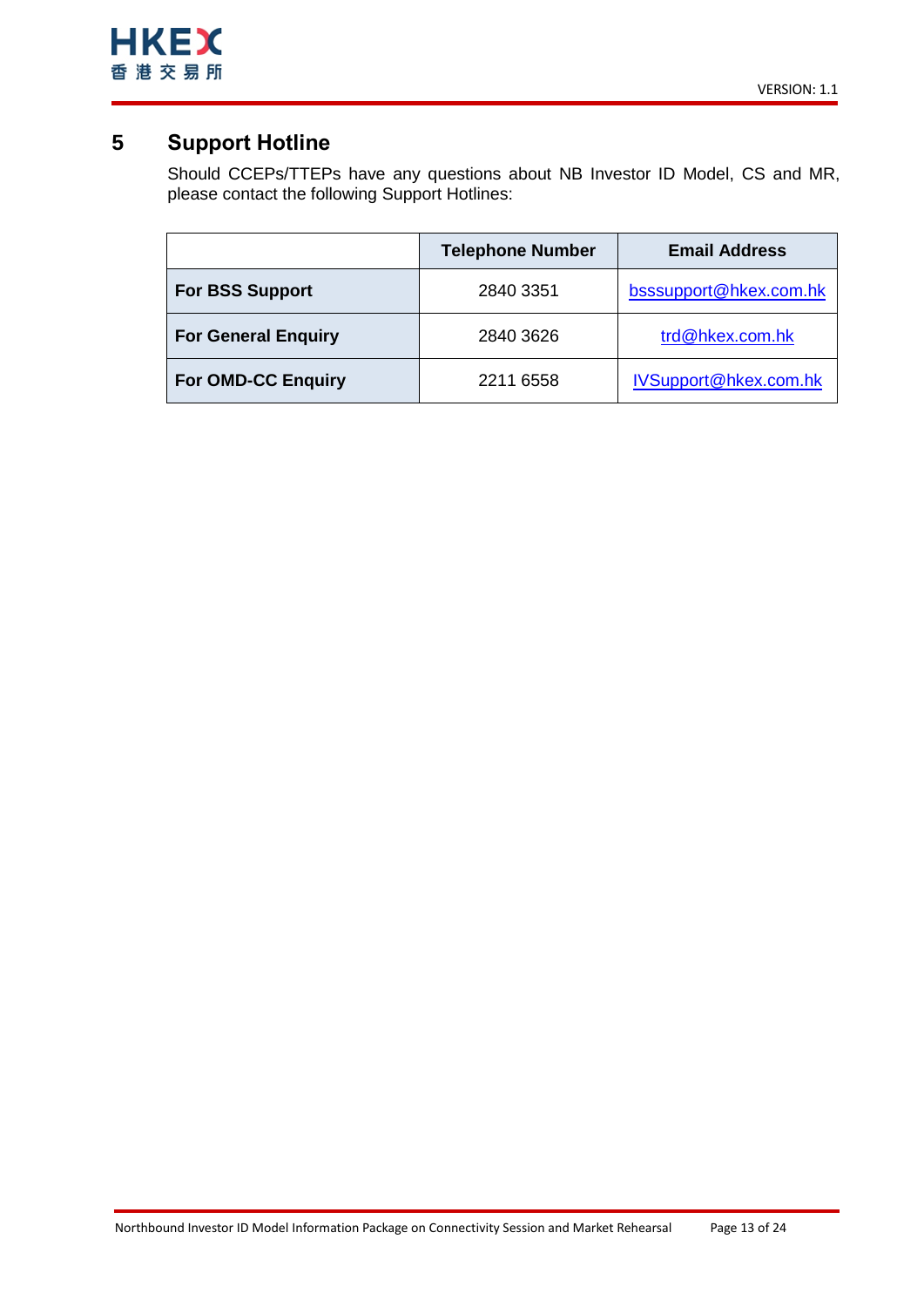# 5 Support Hotline

Should CCEPs/TTEPs have any questions about NB Investor ID Model, CS and MR, please contact the following Support Hotlines:

| | Telephone Number | Email Address |
|---|---|---|
| **For BSS Support** | 2840 3351 | bsssupport@hkex.com.hk |
| **For General Enquiry** | 2840 3626 | trd@hkex.com.hk |
| **For OMD-CC Enquiry** | 2211 6558 | IVSupport@hkex.com.hk |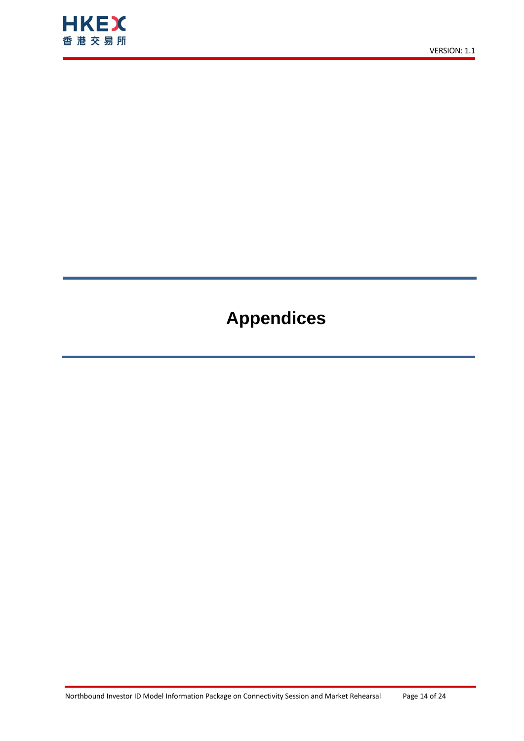# Appendices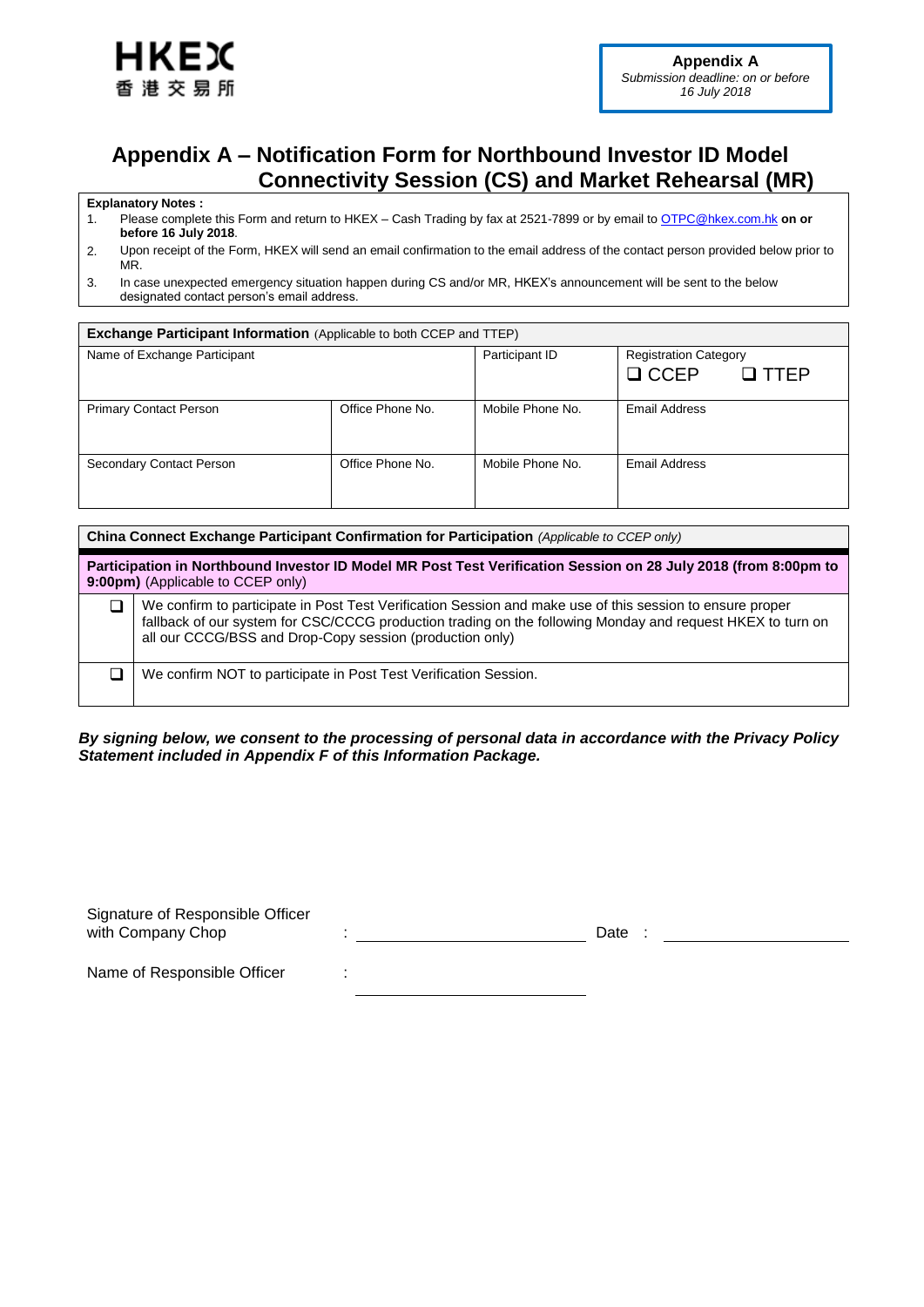HKEX 香港交易所

**Appendix A**
*Submission deadline: on or before 16 July 2018*

# Appendix A – Notification Form for Northbound Investor ID Model Connectivity Session (CS) and Market Rehearsal (MR)

**Explanatory Notes :**

1. Please complete this Form and return to HKEX – Cash Trading by fax at 2521-7899 or by email to OTPC@hkex.com.hk **on or before 16 July 2018**.
2. Upon receipt of the Form, HKEX will send an email confirmation to the email address of the contact person provided below prior to MR.
3. In case unexpected emergency situation happen during CS and/or MR, HKEX's announcement will be sent to the below designated contact person's email address.

| **Exchange Participant Information** (Applicable to both CCEP and TTEP) | | | |
|---|---|---|---|
| Name of Exchange Participant | | Participant ID | Registration Category<br>❑ CCEP ❑ TTEP |
| Primary Contact Person | Office Phone No. | Mobile Phone No. | Email Address |
| Secondary Contact Person | Office Phone No. | Mobile Phone No. | Email Address |

| **China Connect Exchange Participant Confirmation for Participation** *(Applicable to CCEP only)* | |
|---|---|
| **Participation in Northbound Investor ID Model MR Post Test Verification Session on 28 July 2018 (from 8:00pm to 9:00pm)** (Applicable to CCEP only) | |
| ❑ | We confirm to participate in Post Test Verification Session and make use of this session to ensure proper fallback of our system for CSC/CCCG production trading on the following Monday and request HKEX to turn on all our CCCG/BSS and Drop-Copy session (production only) |
| ❑ | We confirm NOT to participate in Post Test Verification Session. |

***By signing below, we consent to the processing of personal data in accordance with the Privacy Policy Statement included in Appendix F of this Information Package.***

Signature of Responsible Officer with Company Chop : ______________________ Date : ______________________

Name of Responsible Officer : ______________________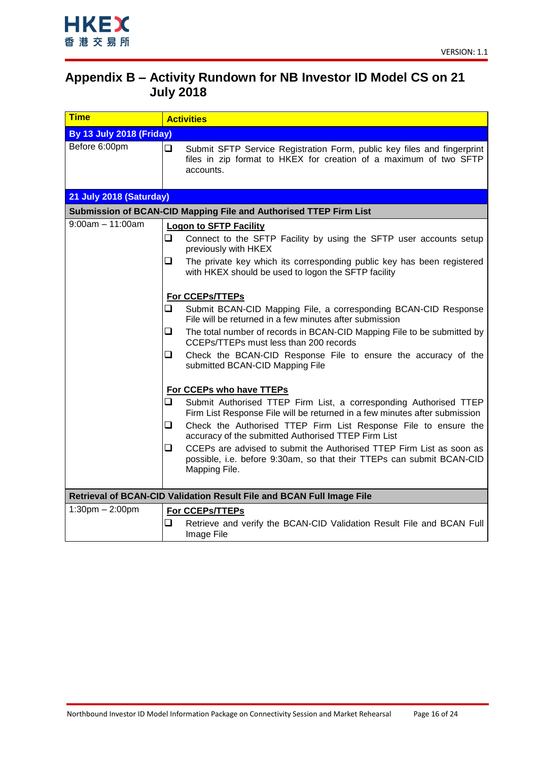## Appendix B – Activity Rundown for NB Investor ID Model CS on 21 July 2018

| Time | Activities |
|---|---|
| **By 13 July 2018 (Friday)** | |
| Before 6:00pm | ❑ Submit SFTP Service Registration Form, public key files and fingerprint files in zip format to HKEX for creation of a maximum of two SFTP accounts. |
| **21 July 2018 (Saturday)** | |
| **Submission of BCAN-CID Mapping File and Authorised TTEP Firm List** | |
| 9:00am – 11:00am | **<u>Logon to SFTP Facility</u>**<br>❑ Connect to the SFTP Facility by using the SFTP user accounts setup previously with HKEX<br>❑ The private key which its corresponding public key has been registered with HKEX should be used to logon the SFTP facility<br><br>**<u>For CCEPs/TTEPs</u>**<br>❑ Submit BCAN-CID Mapping File, a corresponding BCAN-CID Response File will be returned in a few minutes after submission<br>❑ The total number of records in BCAN-CID Mapping File to be submitted by CCEPs/TTEPs must less than 200 records<br>❑ Check the BCAN-CID Response File to ensure the accuracy of the submitted BCAN-CID Mapping File<br><br>**<u>For CCEPs who have TTEPs</u>**<br>❑ Submit Authorised TTEP Firm List, a corresponding Authorised TTEP Firm List Response File will be returned in a few minutes after submission<br>❑ Check the Authorised TTEP Firm List Response File to ensure the accuracy of the submitted Authorised TTEP Firm List<br>❑ CCEPs are advised to submit the Authorised TTEP Firm List as soon as possible, i.e. before 9:30am, so that their TTEPs can submit BCAN-CID Mapping File. |
| **Retrieval of BCAN-CID Validation Result File and BCAN Full Image File** | |
| 1:30pm – 2:00pm | **<u>For CCEPs/TTEPs</u>**<br>❑ Retrieve and verify the BCAN-CID Validation Result File and BCAN Full Image File |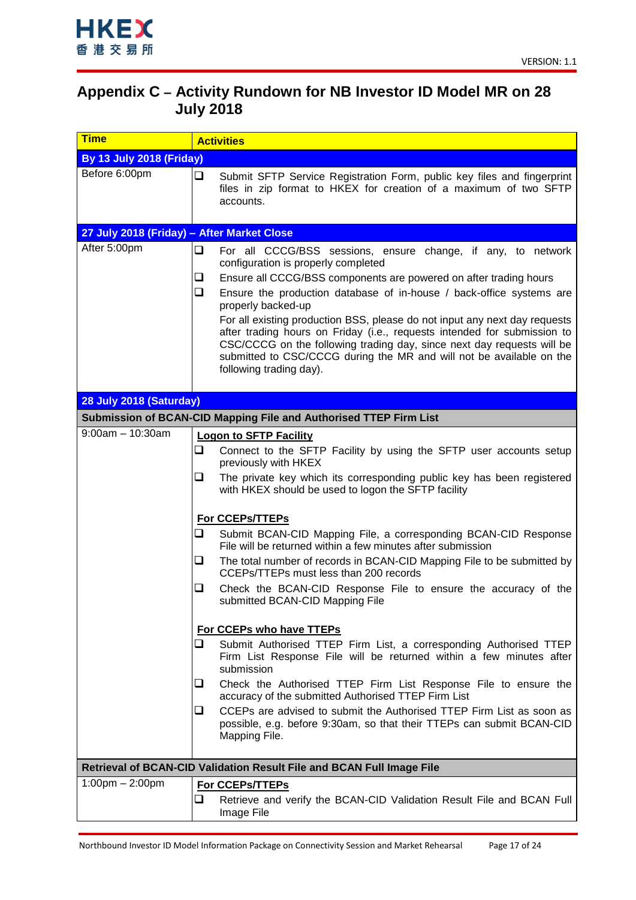# Appendix C – Activity Rundown for NB Investor ID Model MR on 28 July 2018

| Time | Activities |
|---|---|
| **By 13 July 2018 (Friday)** | |
| Before 6:00pm | ❑ Submit SFTP Service Registration Form, public key files and fingerprint files in zip format to HKEX for creation of a maximum of two SFTP accounts. |
| **27 July 2018 (Friday) – After Market Close** | |
| After 5:00pm | ❑ For all CCCG/BSS sessions, ensure change, if any, to network configuration is properly completed<br>❑ Ensure all CCCG/BSS components are powered on after trading hours<br>❑ Ensure the production database of in-house / back-office systems are properly backed-up<br>For all existing production BSS, please do not input any next day requests after trading hours on Friday (i.e., requests intended for submission to CSC/CCCG on the following trading day, since next day requests will be submitted to CSC/CCCG during the MR and will not be available on the following trading day). |
| **28 July 2018 (Saturday)** | |
| **Submission of BCAN-CID Mapping File and Authorised TTEP Firm List** | |
| 9:00am – 10:30am | **Logon to SFTP Facility**<br>❑ Connect to the SFTP Facility by using the SFTP user accounts setup previously with HKEX<br>❑ The private key which its corresponding public key has been registered with HKEX should be used to logon the SFTP facility<br><br>**For CCEPs/TTEPs**<br>❑ Submit BCAN-CID Mapping File, a corresponding BCAN-CID Response File will be returned within a few minutes after submission<br>❑ The total number of records in BCAN-CID Mapping File to be submitted by CCEPs/TTEPs must less than 200 records<br>❑ Check the BCAN-CID Response File to ensure the accuracy of the submitted BCAN-CID Mapping File<br><br>**For CCEPs who have TTEPs**<br>❑ Submit Authorised TTEP Firm List, a corresponding Authorised TTEP Firm List Response File will be returned within a few minutes after submission<br>❑ Check the Authorised TTEP Firm List Response File to ensure the accuracy of the submitted Authorised TTEP Firm List<br>❑ CCEPs are advised to submit the Authorised TTEP Firm List as soon as possible, e.g. before 9:30am, so that their TTEPs can submit BCAN-CID Mapping File. |
| **Retrieval of BCAN-CID Validation Result File and BCAN Full Image File** | |
| 1:00pm – 2:00pm | **For CCEPs/TTEPs**<br>❑ Retrieve and verify the BCAN-CID Validation Result File and BCAN Full Image File |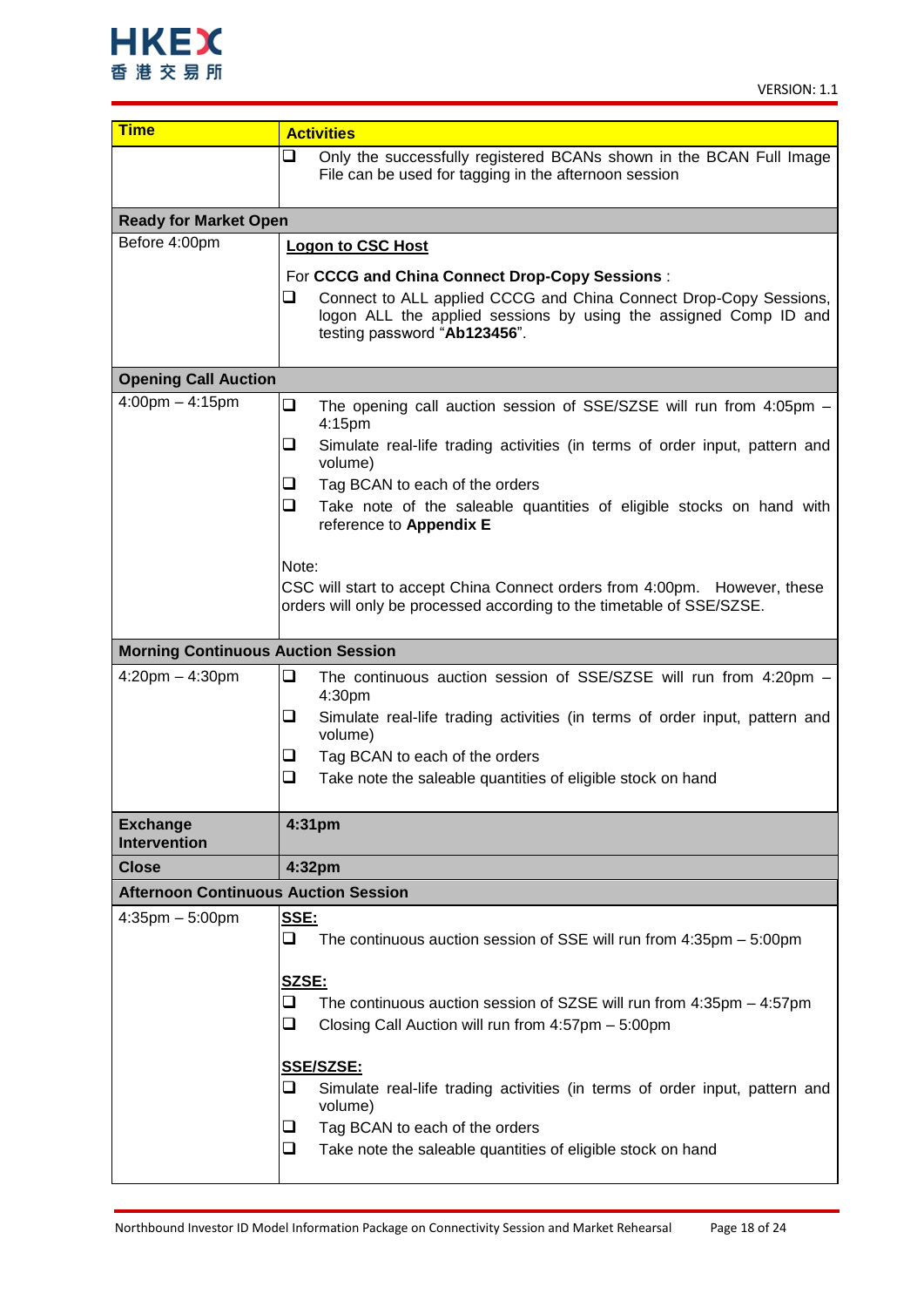| Time | Activities |
|---|---|
| | ❑ Only the successfully registered BCANs shown in the BCAN Full Image File can be used for tagging in the afternoon session |
| **Ready for Market Open** | |
| Before 4:00pm | **Logon to CSC Host**<br><br>For **CCCG and China Connect Drop-Copy Sessions** :<br>❑ Connect to ALL applied CCCG and China Connect Drop-Copy Sessions, logon ALL the applied sessions by using the assigned Comp ID and testing password "**Ab123456**". |
| **Opening Call Auction** | |
| 4:00pm – 4:15pm | ❑ The opening call auction session of SSE/SZSE will run from 4:05pm – 4:15pm<br>❑ Simulate real-life trading activities (in terms of order input, pattern and volume)<br>❑ Tag BCAN to each of the orders<br>❑ Take note of the saleable quantities of eligible stocks on hand with reference to **Appendix E**<br><br>Note:<br>CSC will start to accept China Connect orders from 4:00pm. However, these orders will only be processed according to the timetable of SSE/SZSE. |
| **Morning Continuous Auction Session** | |
| 4:20pm – 4:30pm | ❑ The continuous auction session of SSE/SZSE will run from 4:20pm – 4:30pm<br>❑ Simulate real-life trading activities (in terms of order input, pattern and volume)<br>❑ Tag BCAN to each of the orders<br>❑ Take note the saleable quantities of eligible stock on hand |
| **Exchange Intervention** | **4:31pm** |
| **Close** | **4:32pm** |
| **Afternoon Continuous Auction Session** | |
| 4:35pm – 5:00pm | **SSE:**<br>❑ The continuous auction session of SSE will run from 4:35pm – 5:00pm<br><br>**SZSE:**<br>❑ The continuous auction session of SZSE will run from 4:35pm – 4:57pm<br>❑ Closing Call Auction will run from 4:57pm – 5:00pm<br><br>**SSE/SZSE:**<br>❑ Simulate real-life trading activities (in terms of order input, pattern and volume)<br>❑ Tag BCAN to each of the orders<br>❑ Take note the saleable quantities of eligible stock on hand |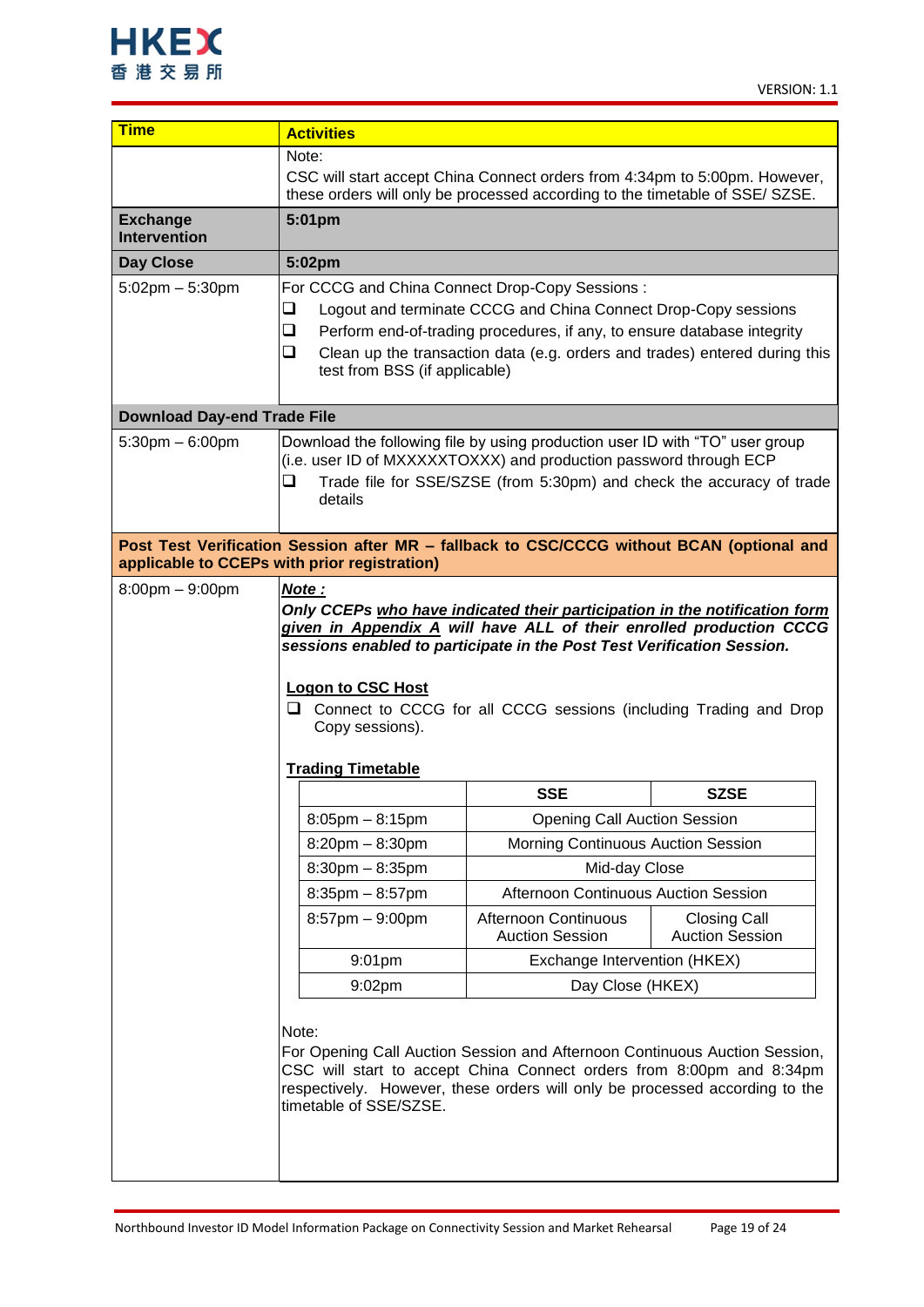| Time | Activities |
|---|---|
| | Note:<br>CSC will start accept China Connect orders from 4:34pm to 5:00pm. However, these orders will only be processed according to the timetable of SSE/ SZSE. |
| **Exchange Intervention** | **5:01pm** |
| **Day Close** | **5:02pm** |
| 5:02pm – 5:30pm | For CCCG and China Connect Drop-Copy Sessions :<br>❑ Logout and terminate CCCG and China Connect Drop-Copy sessions<br>❑ Perform end-of-trading procedures, if any, to ensure database integrity<br>❑ Clean up the transaction data (e.g. orders and trades) entered during this test from BSS (if applicable) |
| **Download Day-end Trade File** | |
| 5:30pm – 6:00pm | Download the following file by using production user ID with “TO” user group (i.e. user ID of MXXXXXTOXXX) and production password through ECP<br>❑ Trade file for SSE/SZSE (from 5:30pm) and check the accuracy of trade details |
| **Post Test Verification Session after MR – fallback to CSC/CCCG without BCAN (optional and applicable to CCEPs with prior registration)** | |
| 8:00pm – 9:00pm | ***Note :***<br>***Only CCEPs who have indicated their participation in the notification form given in Appendix A will have ALL of their enrolled production CCCG sessions enabled to participate in the Post Test Verification Session.***<br><br>**Logon to CSC Host**<br>❑ Connect to CCCG for all CCCG sessions (including Trading and Drop Copy sessions).<br><br>**Trading Timetable** (see table below)<br><br>Note:<br>For Opening Call Auction Session and Afternoon Continuous Auction Session, CSC will start to accept China Connect orders from 8:00pm and 8:34pm respectively. However, these orders will only be processed according to the timetable of SSE/SZSE. |

**Trading Timetable**

| | SSE | SZSE |
|---|---|---|
| 8:05pm – 8:15pm | Opening Call Auction Session | |
| 8:20pm – 8:30pm | Morning Continuous Auction Session | |
| 8:30pm – 8:35pm | Mid-day Close | |
| 8:35pm – 8:57pm | Afternoon Continuous Auction Session | |
| 8:57pm – 9:00pm | Afternoon Continuous Auction Session | Closing Call Auction Session |
| 9:01pm | Exchange Intervention (HKEX) | |
| 9:02pm | Day Close (HKEX) | |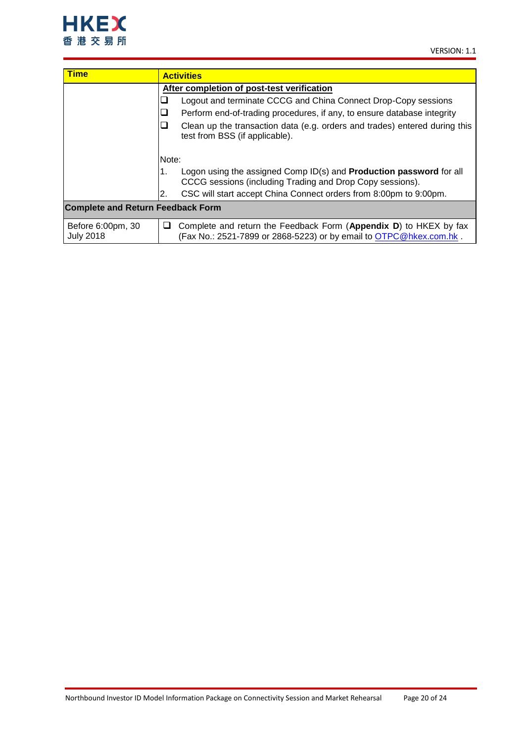| Time | Activities |
|---|---|
| | **After completion of post-test verification**<br>❑ Logout and terminate CCCG and China Connect Drop-Copy sessions<br>❑ Perform end-of-trading procedures, if any, to ensure database integrity<br>❑ Clean up the transaction data (e.g. orders and trades) entered during this test from BSS (if applicable).<br><br>Note:<br>1. Logon using the assigned Comp ID(s) and **Production password** for all CCCG sessions (including Trading and Drop Copy sessions).<br>2. CSC will start accept China Connect orders from 8:00pm to 9:00pm. |
| **Complete and Return Feedback Form** | |
| Before 6:00pm, 30 July 2018 | ❑ Complete and return the Feedback Form (**Appendix D**) to HKEX by fax (Fax No.: 2521-7899 or 2868-5223) or by email to OTPC@hkex.com.hk . |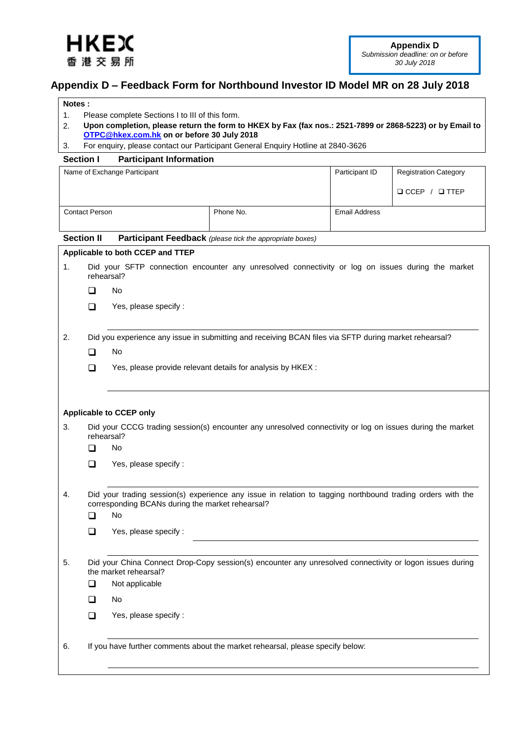HKEX
香港交易所

**Appendix D**
*Submission deadline: on or before 30 July 2018*

# Appendix D – Feedback Form for Northbound Investor ID Model MR on 28 July 2018

**Notes :**

1. Please complete Sections I to III of this form.
2. **Upon completion, please return the form to HKEX by Fax (fax nos.: 2521-7899 or 2868-5223) or by Email to [OTPC@hkex.com.hk](mailto:OTPC@hkex.com.hk) on or before 30 July 2018**
3. For enquiry, please contact our Participant General Enquiry Hotline at 2840-3626

## Section I Participant Information

| Name of Exchange Participant | | Participant ID | Registration Category<br>❑ CCEP / ❑ TTEP |
|---|---|---|---|
| Contact Person | Phone No. | Email Address | |

## Section II Participant Feedback *(please tick the appropriate boxes)*

**Applicable to both CCEP and TTEP**

1. Did your SFTP connection encounter any unresolved connectivity or log on issues during the market rehearsal?

   ❑ No

   ❑ Yes, please specify : ______________________

2. Did you experience any issue in submitting and receiving BCAN files via SFTP during market rehearsal?

   ❑ No

   ❑ Yes, please provide relevant details for analysis by HKEX : ______________________

**Applicable to CCEP only**

3. Did your CCCG trading session(s) encounter any unresolved connectivity or log on issues during the market rehearsal?

   ❑ No

   ❑ Yes, please specify : ______________________

4. Did your trading session(s) experience any issue in relation to tagging northbound trading orders with the corresponding BCANs during the market rehearsal?

   ❑ No

   ❑ Yes, please specify : ______________________

5. Did your China Connect Drop-Copy session(s) encounter any unresolved connectivity or logon issues during the market rehearsal?

   ❑ Not applicable

   ❑ No

   ❑ Yes, please specify : ______________________

6. If you have further comments about the market rehearsal, please specify below:

   ______________________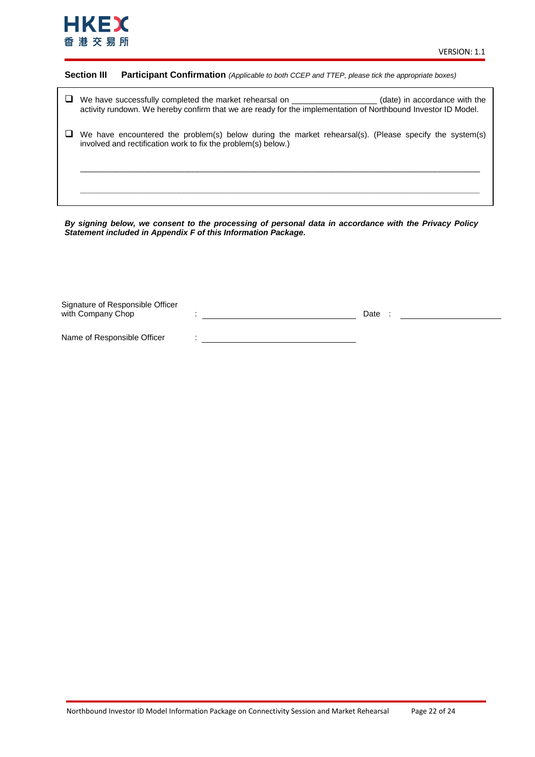**Section III Participant Confirmation** *(Applicable to both CCEP and TTEP, please tick the appropriate boxes)*

- ☐ We have successfully completed the market rehearsal on ___________________ (date) in accordance with the activity rundown. We hereby confirm that we are ready for the implementation of Northbound Investor ID Model.

- ☐ We have encountered the problem(s) below during the market rehearsal(s). (Please specify the system(s) involved and rectification work to fix the problem(s) below.)

  ___________________________________________________________________________

  ___________________________________________________________________________

***By signing below, we consent to the processing of personal data in accordance with the Privacy Policy Statement included in Appendix F of this Information Package.***

Signature of Responsible Officer with Company Chop : ______________________________ Date : ____________________

Name of Responsible Officer : ______________________________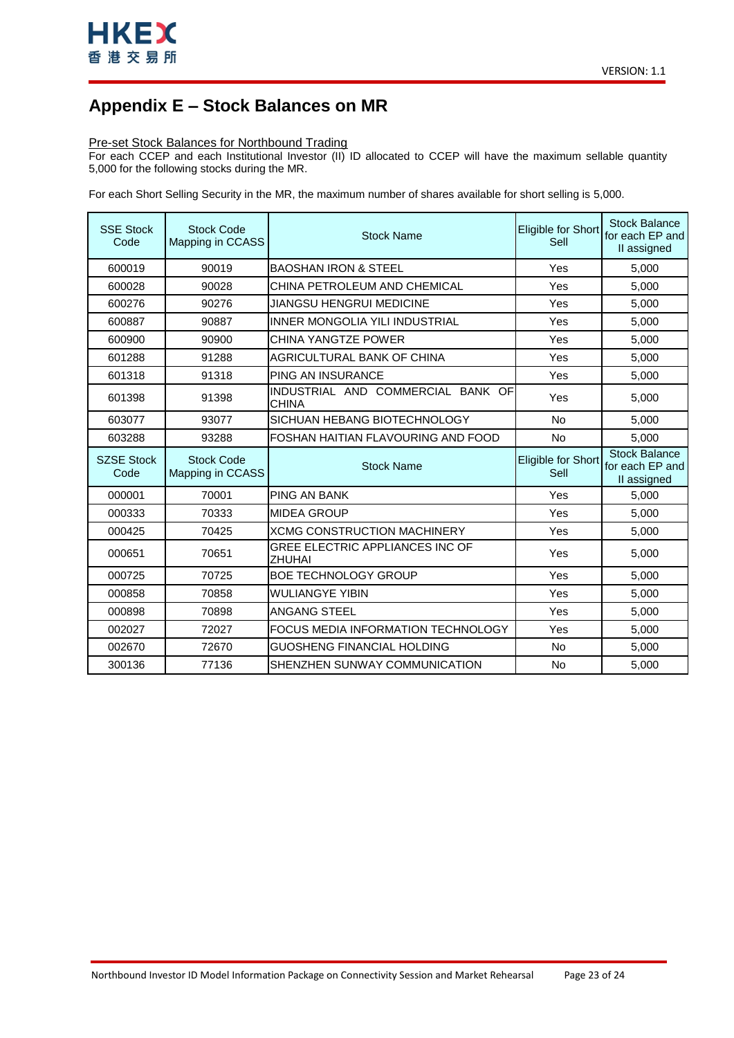# Appendix E – Stock Balances on MR

Pre-set Stock Balances for Northbound Trading

For each CCEP and each Institutional Investor (II) ID allocated to CCEP will have the maximum sellable quantity 5,000 for the following stocks during the MR.

For each Short Selling Security in the MR, the maximum number of shares available for short selling is 5,000.

| SSE Stock Code | Stock Code Mapping in CCASS | Stock Name | Eligible for Short Sell | Stock Balance for each EP and II assigned |
|---|---|---|---|---|
| 600019 | 90019 | BAOSHAN IRON & STEEL | Yes | 5,000 |
| 600028 | 90028 | CHINA PETROLEUM AND CHEMICAL | Yes | 5,000 |
| 600276 | 90276 | JIANGSU HENGRUI MEDICINE | Yes | 5,000 |
| 600887 | 90887 | INNER MONGOLIA YILI INDUSTRIAL | Yes | 5,000 |
| 600900 | 90900 | CHINA YANGTZE POWER | Yes | 5,000 |
| 601288 | 91288 | AGRICULTURAL BANK OF CHINA | Yes | 5,000 |
| 601318 | 91318 | PING AN INSURANCE | Yes | 5,000 |
| 601398 | 91398 | INDUSTRIAL AND COMMERCIAL BANK OF CHINA | Yes | 5,000 |
| 603077 | 93077 | SICHUAN HEBANG BIOTECHNOLOGY | No | 5,000 |
| 603288 | 93288 | FOSHAN HAITIAN FLAVOURING AND FOOD | No | 5,000 |
| **SZSE Stock Code** | **Stock Code Mapping in CCASS** | **Stock Name** | **Eligible for Short Sell** | **Stock Balance for each EP and II assigned** |
| 000001 | 70001 | PING AN BANK | Yes | 5,000 |
| 000333 | 70333 | MIDEA GROUP | Yes | 5,000 |
| 000425 | 70425 | XCMG CONSTRUCTION MACHINERY | Yes | 5,000 |
| 000651 | 70651 | GREE ELECTRIC APPLIANCES INC OF ZHUHAI | Yes | 5,000 |
| 000725 | 70725 | BOE TECHNOLOGY GROUP | Yes | 5,000 |
| 000858 | 70858 | WULIANGYE YIBIN | Yes | 5,000 |
| 000898 | 70898 | ANGANG STEEL | Yes | 5,000 |
| 002027 | 72027 | FOCUS MEDIA INFORMATION TECHNOLOGY | Yes | 5,000 |
| 002670 | 72670 | GUOSHENG FINANCIAL HOLDING | No | 5,000 |
| 300136 | 77136 | SHENZHEN SUNWAY COMMUNICATION | No | 5,000 |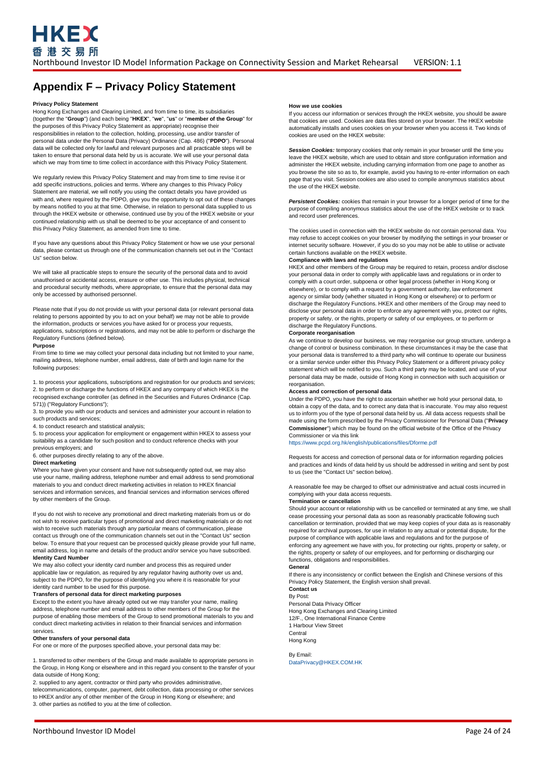# Appendix F – Privacy Policy Statement

**Privacy Policy Statement**

Hong Kong Exchanges and Clearing Limited, and from time to time, its subsidiaries (together the "**Group**") (and each being "**HKEX**", "**we**", "**us**" or "**member of the Group**" for the purposes of this Privacy Policy Statement as appropriate) recognise their responsibilities in relation to the collection, holding, processing, use and/or transfer of personal data under the Personal Data (Privacy) Ordinance (Cap. 486) ("**PDPO**"). Personal data will be collected only for lawful and relevant purposes and all practicable steps will be taken to ensure that personal data held by us is accurate. We will use your personal data which we may from time to time collect in accordance with this Privacy Policy Statement.

We regularly review this Privacy Policy Statement and may from time to time revise it or add specific instructions, policies and terms. Where any changes to this Privacy Policy Statement are material, we will notify you using the contact details you have provided us with and, where required by the PDPO, give you the opportunity to opt out of these changes by means notified to you at that time. Otherwise, in relation to personal data supplied to us through the HKEX website or otherwise, continued use by you of the HKEX website or your continued relationship with us shall be deemed to be your acceptance of and consent to this Privacy Policy Statement, as amended from time to time.

If you have any questions about this Privacy Policy Statement or how we use your personal data, please contact us through one of the communication channels set out in the "Contact Us" section below.

We will take all practicable steps to ensure the security of the personal data and to avoid unauthorised or accidental access, erasure or other use. This includes physical, technical and procedural security methods, where appropriate, to ensure that the personal data may only be accessed by authorised personnel.

Please note that if you do not provide us with your personal data (or relevant personal data relating to persons appointed by you to act on your behalf) we may not be able to provide the information, products or services you have asked for or process your requests, applications, subscriptions or registrations, and may not be able to perform or discharge the Regulatory Functions (defined below).

**Purpose**

From time to time we may collect your personal data including but not limited to your name, mailing address, telephone number, email address, date of birth and login name for the following purposes:

1. to process your applications, subscriptions and registration for our products and services;
2. to perform or discharge the functions of HKEX and any company of which HKEX is the recognised exchange controller (as defined in the Securities and Futures Ordinance (Cap. 571)) ("Regulatory Functions");
3. to provide you with our products and services and administer your account in relation to such products and services;
4. to conduct research and statistical analysis;
5. to process your application for employment or engagement within HKEX to assess your suitability as a candidate for such position and to conduct reference checks with your previous employers; and
6. other purposes directly relating to any of the above.

**Direct marketing**

Where you have given your consent and have not subsequently opted out, we may also use your name, mailing address, telephone number and email address to send promotional materials to you and conduct direct marketing activities in relation to HKEX financial services and information services, and financial services and information services offered by other members of the Group.

If you do not wish to receive any promotional and direct marketing materials from us or do not wish to receive particular types of promotional and direct marketing materials or do not wish to receive such materials through any particular means of communication, please contact us through one of the communication channels set out in the "Contact Us" section below. To ensure that your request can be processed quickly please provide your full name, email address, log in name and details of the product and/or service you have subscribed.

**Identity Card Number**

We may also collect your identity card number and process this as required under applicable law or regulation, as required by any regulator having authority over us and, subject to the PDPO, for the purpose of identifying you where it is reasonable for your identity card number to be used for this purpose.

**Transfers of personal data for direct marketing purposes**

Except to the extent you have already opted out we may transfer your name, mailing address, telephone number and email address to other members of the Group for the purpose of enabling those members of the Group to send promotional materials to you and conduct direct marketing activities in relation to their financial services and information services.

**Other transfers of your personal data**

For one or more of the purposes specified above, your personal data may be:

1. transferred to other members of the Group and made available to appropriate persons in the Group, in Hong Kong or elsewhere and in this regard you consent to the transfer of your data outside of Hong Kong;
2. supplied to any agent, contractor or third party who provides administrative, telecommunications, computer, payment, debt collection, data processing or other services to HKEX and/or any of other member of the Group in Hong Kong or elsewhere; and
3. other parties as notified to you at the time of collection.

**How we use cookies**

If you access our information or services through the HKEX website, you should be aware that cookies are used. Cookies are data files stored on your browser. The HKEX website automatically installs and uses cookies on your browser when you access it. Two kinds of cookies are used on the HKEX website:

***Session Cookies:*** temporary cookies that only remain in your browser until the time you leave the HKEX website, which are used to obtain and store configuration information and administer the HKEX website, including carrying information from one page to another as you browse the site so as to, for example, avoid you having to re-enter information on each page that you visit. Session cookies are also used to compile anonymous statistics about the use of the HKEX website.

***Persistent Cookies:*** cookies that remain in your browser for a longer period of time for the purpose of compiling anonymous statistics about the use of the HKEX website or to track and record user preferences.

The cookies used in connection with the HKEX website do not contain personal data. You may refuse to accept cookies on your browser by modifying the settings in your browser or internet security software. However, if you do so you may not be able to utilise or activate certain functions available on the HKEX website.

**Compliance with laws and regulations**

HKEX and other members of the Group may be required to retain, process and/or disclose your personal data in order to comply with applicable laws and regulations or in order to comply with a court order, subpoena or other legal process (whether in Hong Kong or elsewhere), or to comply with a request by a government authority, law enforcement agency or similar body (whether situated in Hong Kong or elsewhere) or to perform or discharge the Regulatory Functions. HKEX and other members of the Group may need to disclose your personal data in order to enforce any agreement with you, protect our rights, property or safety, or the rights, property or safety of our employees, or to perform or discharge the Regulatory Functions.

**Corporate reorganisation**

As we continue to develop our business, we may reorganise our group structure, undergo a change of control or business combination. In these circumstances it may be the case that your personal data is transferred to a third party who will continue to operate our business or a similar service under either this Privacy Policy Statement or a different privacy policy statement which will be notified to you. Such a third party may be located, and use of your personal data may be made, outside of Hong Kong in connection with such acquisition or reorganisation.

**Access and correction of personal data**

Under the PDPO, you have the right to ascertain whether we hold your personal data, to obtain a copy of the data, and to correct any data that is inaccurate. You may also request us to inform you of the type of personal data held by us. All data access requests shall be made using the form prescribed by the Privacy Commissioner for Personal Data ("**Privacy Commissioner**") which may be found on the official website of the Office of the Privacy Commissioner or via this link
https://www.pcpd.org.hk/english/publications/files/Dforme.pdf

Requests for access and correction of personal data or for information regarding policies and practices and kinds of data held by us should be addressed in writing and sent by post to us (see the "Contact Us" section below).

A reasonable fee may be charged to offset our administrative and actual costs incurred in complying with your data access requests.

**Termination or cancellation**

Should your account or relationship with us be cancelled or terminated at any time, we shall cease processing your personal data as soon as reasonably practicable following such cancellation or termination, provided that we may keep copies of your data as is reasonably required for archival purposes, for use in relation to any actual or potential dispute, for the purpose of compliance with applicable laws and regulations and for the purpose of enforcing any agreement we have with you, for protecting our rights, property or safety, or the rights, property or safety of our employees, and for performing or discharging our functions, obligations and responsibilities.

**General**

If there is any inconsistency or conflict between the English and Chinese versions of this Privacy Policy Statement, the English version shall prevail.

**Contact us**

By Post:
Personal Data Privacy Officer
Hong Kong Exchanges and Clearing Limited
12/F., One International Finance Centre
1 Harbour View Street
Central
Hong Kong

By Email:
DataPrivacy@HKEX.COM.HK